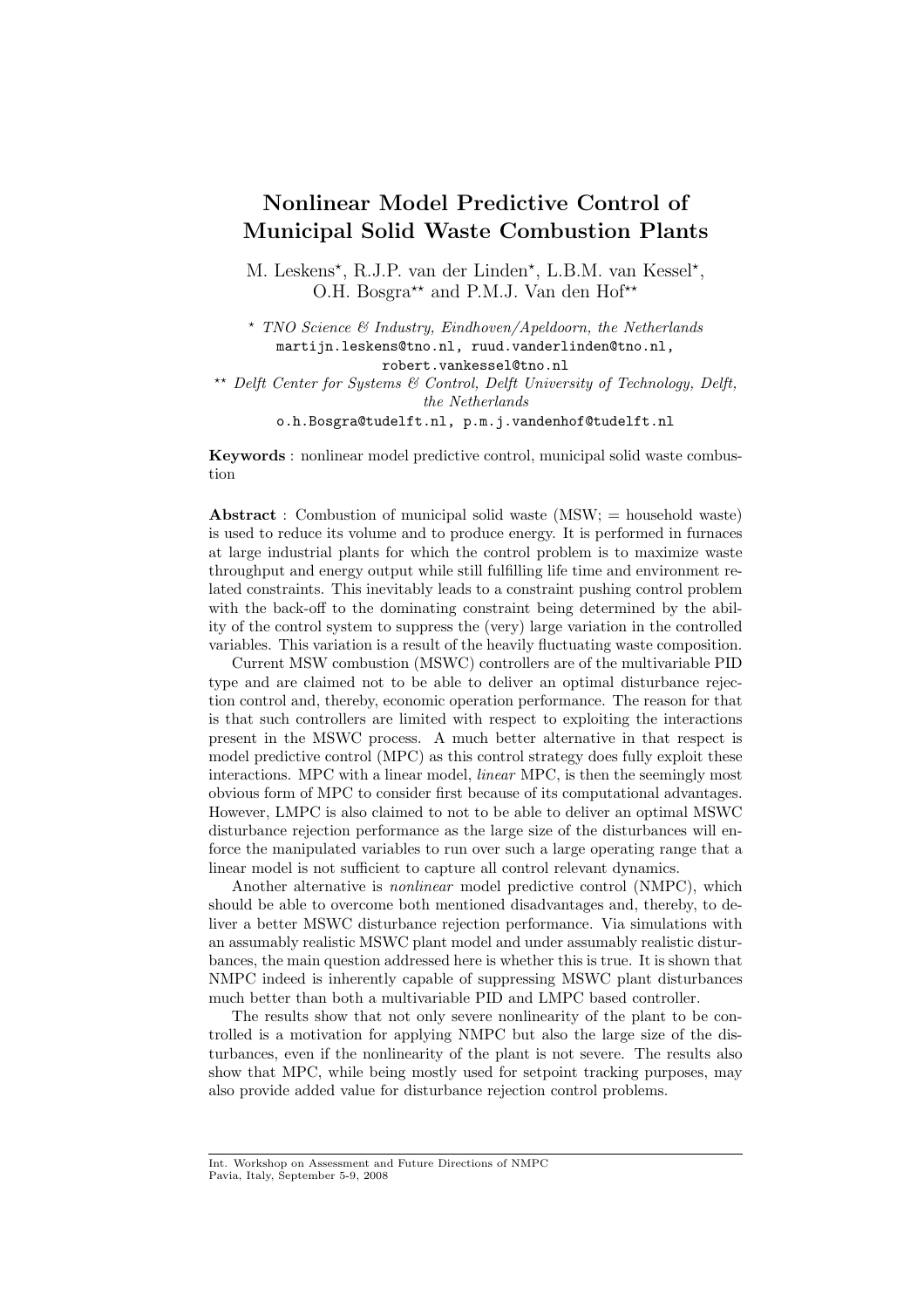# Nonlinear Model Predictive Control of Municipal Solid Waste Combustion Plants

M. Leskens*, R.J.P. van der Linden*, L.B.M. van Kessel*, O.H. Bosgra** and P.M.J. Van den Hof**

\* *TNO Science & Industry, Eindhoven/Apeldoorn, the Netherlands*
martijn.leskens@tno.nl, ruud.vanderlinden@tno.nl, robert.vankessel@tno.nl

\*\* *Delft Center for Systems & Control, Delft University of Technology, Delft, the Netherlands*
o.h.Bosgra@tudelft.nl, p.m.j.vandenhof@tudelft.nl

**Keywords** : nonlinear model predictive control, municipal solid waste combustion

**Abstract** : Combustion of municipal solid waste (MSW; = household waste) is used to reduce its volume and to produce energy. It is performed in furnaces at large industrial plants for which the control problem is to maximize waste throughput and energy output while still fulfilling life time and environment related constraints. This inevitably leads to a constraint pushing control problem with the back-off to the dominating constraint being determined by the ability of the control system to suppress the (very) large variation in the controlled variables. This variation is a result of the heavily fluctuating waste composition.

Current MSW combustion (MSWC) controllers are of the multivariable PID type and are claimed not to be able to deliver an optimal disturbance rejection control and, thereby, economic operation performance. The reason for that is that such controllers are limited with respect to exploiting the interactions present in the MSWC process. A much better alternative in that respect is model predictive control (MPC) as this control strategy does fully exploit these interactions. MPC with a linear model, *linear* MPC, is then the seemingly most obvious form of MPC to consider first because of its computational advantages. However, LMPC is also claimed to not to be able to deliver an optimal MSWC disturbance rejection performance as the large size of the disturbances will enforce the manipulated variables to run over such a large operating range that a linear model is not sufficient to capture all control relevant dynamics.

Another alternative is *nonlinear* model predictive control (NMPC), which should be able to overcome both mentioned disadvantages and, thereby, to deliver a better MSWC disturbance rejection performance. Via simulations with an assumably realistic MSWC plant model and under assumably realistic disturbances, the main question addressed here is whether this is true. It is shown that NMPC indeed is inherently capable of suppressing MSWC plant disturbances much better than both a multivariable PID and LMPC based controller.

The results show that not only severe nonlinearity of the plant to be controlled is a motivation for applying NMPC but also the large size of the disturbances, even if the nonlinearity of the plant is not severe. The results also show that MPC, while being mostly used for setpoint tracking purposes, may also provide added value for disturbance rejection control problems.

Int. Workshop on Assessment and Future Directions of NMPC
Pavia, Italy, September 5-9, 2008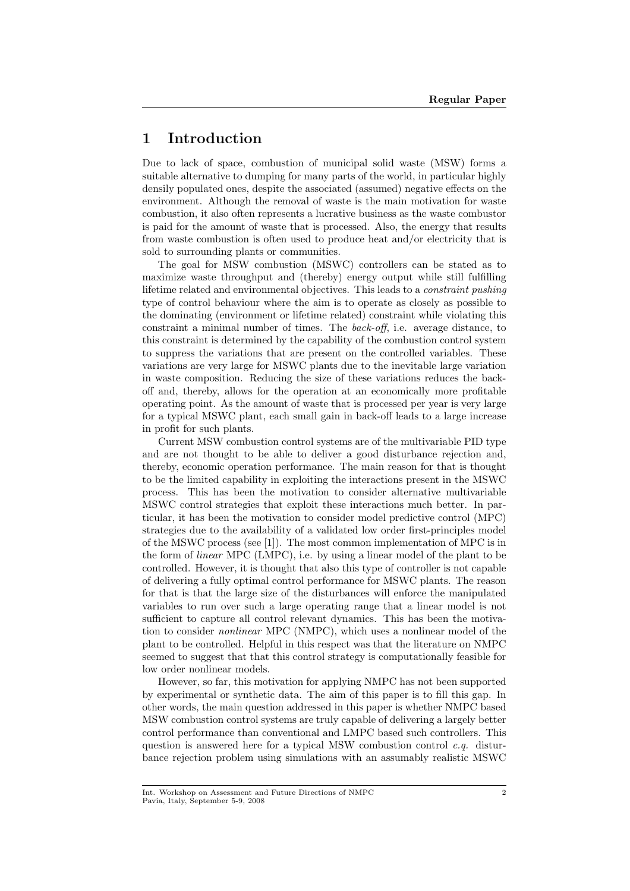# 1 Introduction

Due to lack of space, combustion of municipal solid waste (MSW) forms a suitable alternative to dumping for many parts of the world, in particular highly densily populated ones, despite the associated (assumed) negative effects on the environment. Although the removal of waste is the main motivation for waste combustion, it also often represents a lucrative business as the waste combustor is paid for the amount of waste that is processed. Also, the energy that results from waste combustion is often used to produce heat and/or electricity that is sold to surrounding plants or communities.

The goal for MSW combustion (MSWC) controllers can be stated as to maximize waste throughput and (thereby) energy output while still fulfilling lifetime related and environmental objectives. This leads to a *constraint pushing* type of control behaviour where the aim is to operate as closely as possible to the dominating (environment or lifetime related) constraint while violating this constraint a minimal number of times. The *back-off*, i.e. average distance, to this constraint is determined by the capability of the combustion control system to suppress the variations that are present on the controlled variables. These variations are very large for MSWC plants due to the inevitable large variation in waste composition. Reducing the size of these variations reduces the back-off and, thereby, allows for the operation at an economically more profitable operating point. As the amount of waste that is processed per year is very large for a typical MSWC plant, each small gain in back-off leads to a large increase in profit for such plants.

Current MSW combustion control systems are of the multivariable PID type and are not thought to be able to deliver a good disturbance rejection and, thereby, economic operation performance. The main reason for that is thought to be the limited capability in exploiting the interactions present in the MSWC process. This has been the motivation to consider alternative multivariable MSWC control strategies that exploit these interactions much better. In particular, it has been the motivation to consider model predictive control (MPC) strategies due to the availability of a validated low order first-principles model of the MSWC process (see [1]). The most common implementation of MPC is in the form of *linear* MPC (LMPC), i.e. by using a linear model of the plant to be controlled. However, it is thought that also this type of controller is not capable of delivering a fully optimal control performance for MSWC plants. The reason for that is that the large size of the disturbances will enforce the manipulated variables to run over such a large operating range that a linear model is not sufficient to capture all control relevant dynamics. This has been the motivation to consider *nonlinear* MPC (NMPC), which uses a nonlinear model of the plant to be controlled. Helpful in this respect was that the literature on NMPC seemed to suggest that that this control strategy is computationally feasible for low order nonlinear models.

However, so far, this motivation for applying NMPC has not been supported by experimental or synthetic data. The aim of this paper is to fill this gap. In other words, the main question addressed in this paper is whether NMPC based MSW combustion control systems are truly capable of delivering a largely better control performance than conventional and LMPC based such controllers. This question is answered here for a typical MSW combustion control *c.q.* disturbance rejection problem using simulations with an assumably realistic MSWC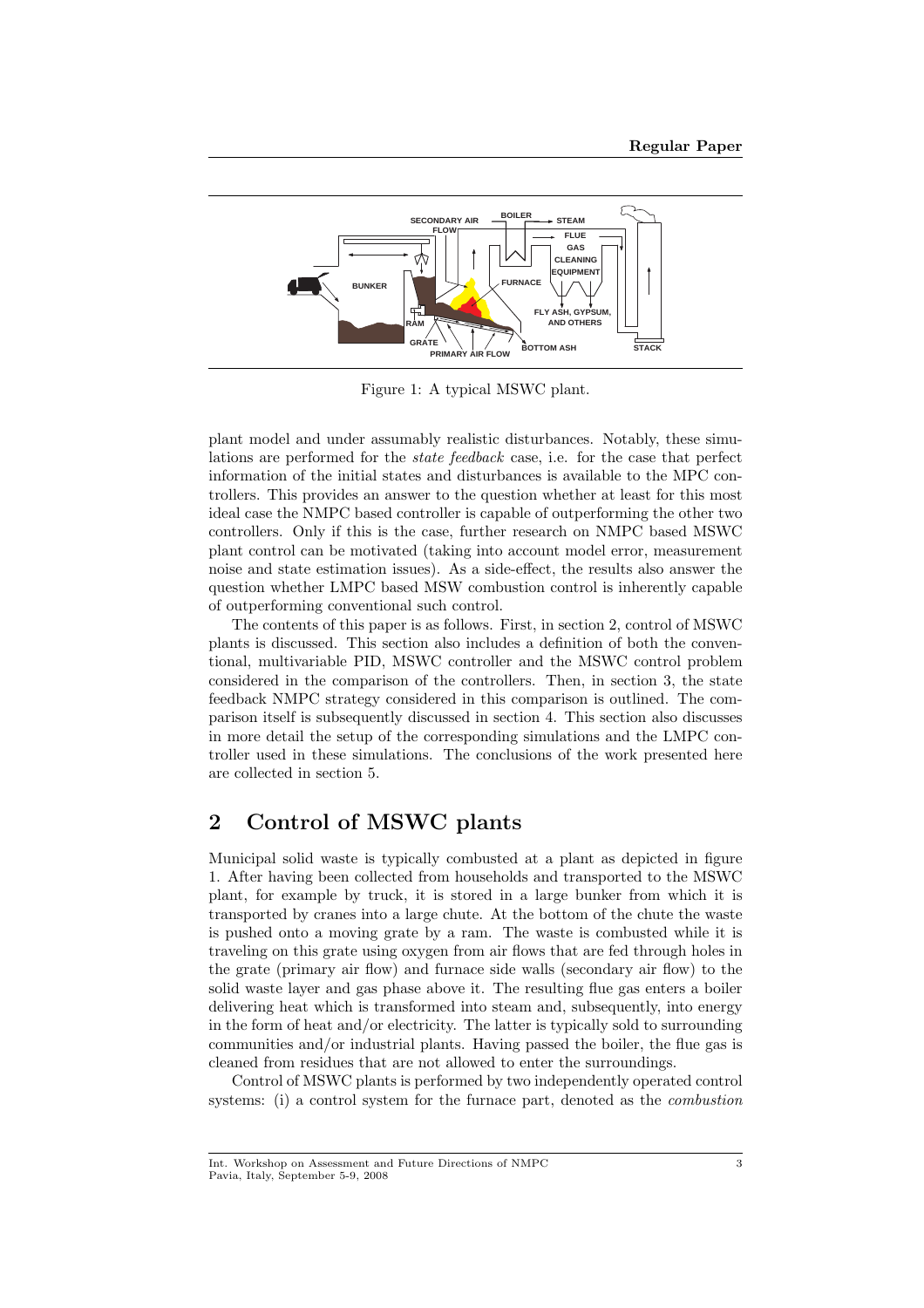Figure 1: A typical MSWC plant.

plant model and under assumably realistic disturbances. Notably, these simulations are performed for the *state feedback* case, i.e. for the case that perfect information of the initial states and disturbances is available to the MPC controllers. This provides an answer to the question whether at least for this most ideal case the NMPC based controller is capable of outperforming the other two controllers. Only if this is the case, further research on NMPC based MSWC plant control can be motivated (taking into account model error, measurement noise and state estimation issues). As a side-effect, the results also answer the question whether LMPC based MSW combustion control is inherently capable of outperforming conventional such control.

The contents of this paper is as follows. First, in section 2, control of MSWC plants is discussed. This section also includes a definition of both the conventional, multivariable PID, MSWC controller and the MSWC control problem considered in the comparison of the controllers. Then, in section 3, the state feedback NMPC strategy considered in this comparison is outlined. The comparison itself is subsequently discussed in section 4. This section also discusses in more detail the setup of the corresponding simulations and the LMPC controller used in these simulations. The conclusions of the work presented here are collected in section 5.

## 2 Control of MSWC plants

Municipal solid waste is typically combusted at a plant as depicted in figure 1. After having been collected from households and transported to the MSWC plant, for example by truck, it is stored in a large bunker from which it is transported by cranes into a large chute. At the bottom of the chute the waste is pushed onto a moving grate by a ram. The waste is combusted while it is traveling on this grate using oxygen from air flows that are fed through holes in the grate (primary air flow) and furnace side walls (secondary air flow) to the solid waste layer and gas phase above it. The resulting flue gas enters a boiler delivering heat which is transformed into steam and, subsequently, into energy in the form of heat and/or electricity. The latter is typically sold to surrounding communities and/or industrial plants. Having passed the boiler, the flue gas is cleaned from residues that are not allowed to enter the surroundings.

Control of MSWC plants is performed by two independently operated control systems: (i) a control system for the furnace part, denoted as the *combustion*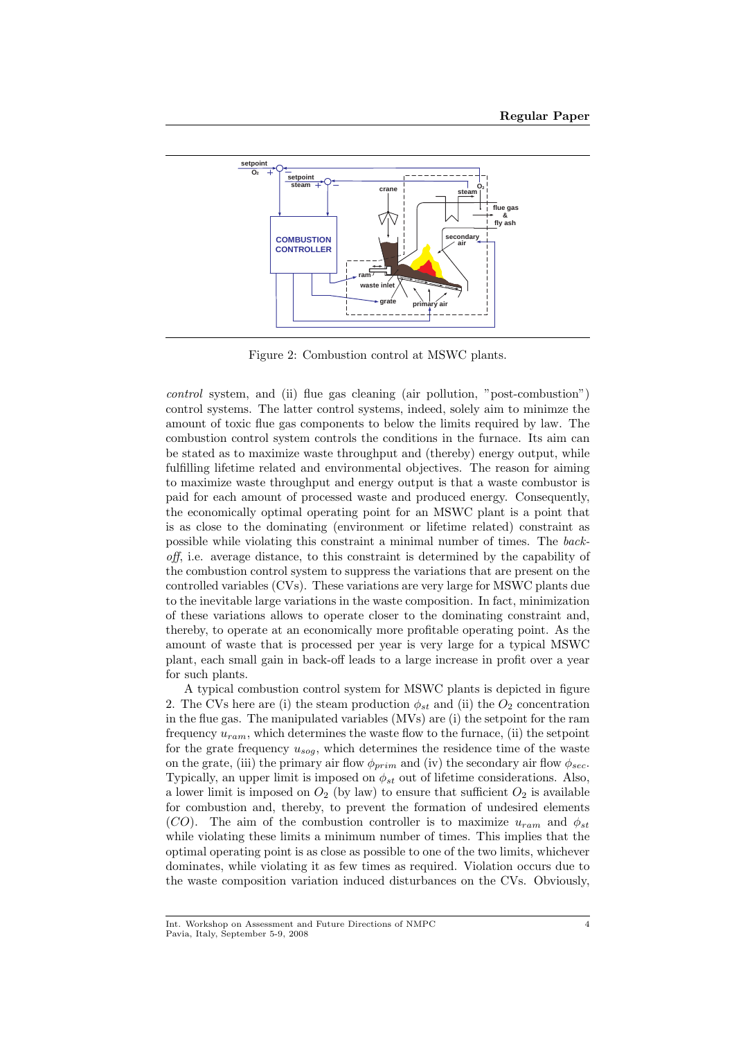Figure 2: Combustion control at MSWC plants.

*control* system, and (ii) flue gas cleaning (air pollution, "post-combustion") control systems. The latter control systems, indeed, solely aim to minimze the amount of toxic flue gas components to below the limits required by law. The combustion control system controls the conditions in the furnace. Its aim can be stated as to maximize waste throughput and (thereby) energy output, while fulfilling lifetime related and environmental objectives. The reason for aiming to maximize waste throughput and energy output is that a waste combustor is paid for each amount of processed waste and produced energy. Consequently, the economically optimal operating point for an MSWC plant is a point that is as close to the dominating (environment or lifetime related) constraint as possible while violating this constraint a minimal number of times. The *back-off*, i.e. average distance, to this constraint is determined by the capability of the combustion control system to suppress the variations that are present on the controlled variables (CVs). These variations are very large for MSWC plants due to the inevitable large variations in the waste composition. In fact, minimization of these variations allows to operate closer to the dominating constraint and, thereby, to operate at an economically more profitable operating point. As the amount of waste that is processed per year is very large for a typical MSWC plant, each small gain in back-off leads to a large increase in profit over a year for such plants.

A typical combustion control system for MSWC plants is depicted in figure 2. The CVs here are (i) the steam production $\phi_{st}$ and (ii) the $O_2$ concentration in the flue gas. The manipulated variables (MVs) are (i) the setpoint for the ram frequency $u_{ram}$, which determines the waste flow to the furnace, (ii) the setpoint for the grate frequency $u_{sog}$, which determines the residence time of the waste on the grate, (iii) the primary air flow $\phi_{prim}$ and (iv) the secondary air flow $\phi_{sec}$. Typically, an upper limit is imposed on $\phi_{st}$ out of lifetime considerations. Also, a lower limit is imposed on $O_2$ (by law) to ensure that sufficient $O_2$ is available for combustion and, thereby, to prevent the formation of undesired elements ($CO$). The aim of the combustion controller is to maximize $u_{ram}$ and $\phi_{st}$ while violating these limits a minimum number of times. This implies that the optimal operating point is as close as possible to one of the two limits, whichever dominates, while violating it as few times as required. Violation occurs due to the waste composition variation induced disturbances on the CVs. Obviously,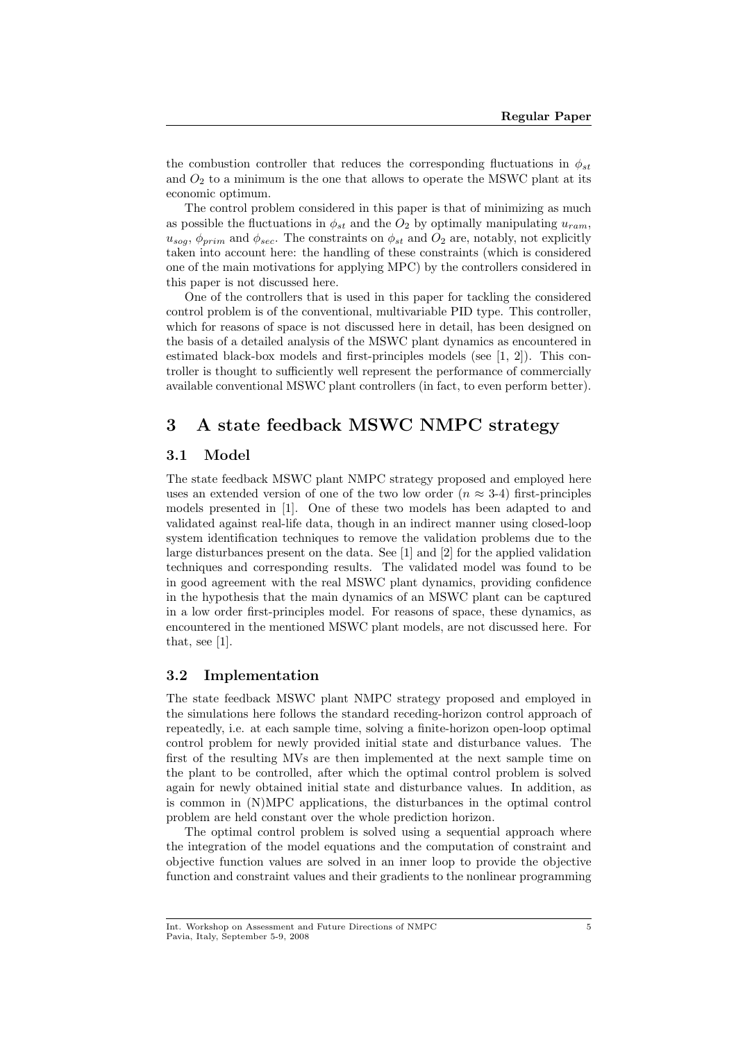the combustion controller that reduces the corresponding fluctuations in $\phi_{st}$ and $O_2$ to a minimum is the one that allows to operate the MSWC plant at its economic optimum.

The control problem considered in this paper is that of minimizing as much as possible the fluctuations in $\phi_{st}$ and the $O_2$ by optimally manipulating $u_{ram}$, $u_{sog}$, $\phi_{prim}$ and $\phi_{sec}$. The constraints on $\phi_{st}$ and $O_2$ are, notably, not explicitly taken into account here: the handling of these constraints (which is considered one of the main motivations for applying MPC) by the controllers considered in this paper is not discussed here.

One of the controllers that is used in this paper for tackling the considered control problem is of the conventional, multivariable PID type. This controller, which for reasons of space is not discussed here in detail, has been designed on the basis of a detailed analysis of the MSWC plant dynamics as encountered in estimated black-box models and first-principles models (see [1, 2]). This controller is thought to sufficiently well represent the performance of commercially available conventional MSWC plant controllers (in fact, to even perform better).

## 3 A state feedback MSWC NMPC strategy

### 3.1 Model

The state feedback MSWC plant NMPC strategy proposed and employed here uses an extended version of one of the two low order ($n \approx$ 3-4) first-principles models presented in [1]. One of these two models has been adapted to and validated against real-life data, though in an indirect manner using closed-loop system identification techniques to remove the validation problems due to the large disturbances present on the data. See [1] and [2] for the applied validation techniques and corresponding results. The validated model was found to be in good agreement with the real MSWC plant dynamics, providing confidence in the hypothesis that the main dynamics of an MSWC plant can be captured in a low order first-principles model. For reasons of space, these dynamics, as encountered in the mentioned MSWC plant models, are not discussed here. For that, see [1].

### 3.2 Implementation

The state feedback MSWC plant NMPC strategy proposed and employed in the simulations here follows the standard receding-horizon control approach of repeatedly, i.e. at each sample time, solving a finite-horizon open-loop optimal control problem for newly provided initial state and disturbance values. The first of the resulting MVs are then implemented at the next sample time on the plant to be controlled, after which the optimal control problem is solved again for newly obtained initial state and disturbance values. In addition, as is common in (N)MPC applications, the disturbances in the optimal control problem are held constant over the whole prediction horizon.

The optimal control problem is solved using a sequential approach where the integration of the model equations and the computation of constraint and objective function values are solved in an inner loop to provide the objective function and constraint values and their gradients to the nonlinear programming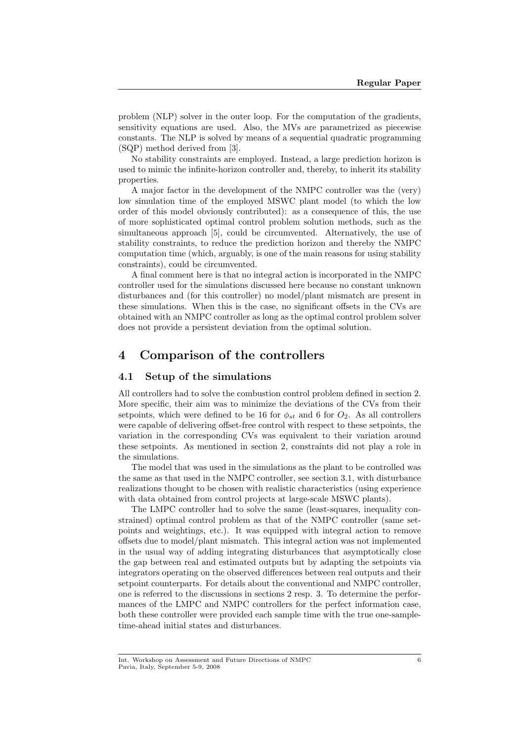problem (NLP) solver in the outer loop. For the computation of the gradients, sensitivity equations are used. Also, the MVs are parametrized as piecewise constants. The NLP is solved by means of a sequential quadratic programming (SQP) method derived from [3].

No stability constraints are employed. Instead, a large prediction horizon is used to mimic the infinite-horizon controller and, thereby, to inherit its stability properties.

A major factor in the development of the NMPC controller was the (very) low simulation time of the employed MSWC plant model (to which the low order of this model obviously contributed): as a consequence of this, the use of more sophisticated optimal control problem solution methods, such as the simultaneous approach [5], could be circumvented. Alternatively, the use of stability constraints, to reduce the prediction horizon and thereby the NMPC computation time (which, arguably, is one of the main reasons for using stability constraints), could be circumvented.

A final comment here is that no integral action is incorporated in the NMPC controller used for the simulations discussed here because no constant unknown disturbances and (for this controller) no model/plant mismatch are present in these simulations. When this is the case, no significant offsets in the CVs are obtained with an NMPC controller as long as the optimal control problem solver does not provide a persistent deviation from the optimal solution.

# 4 Comparison of the controllers

## 4.1 Setup of the simulations

All controllers had to solve the combustion control problem defined in section 2. More specific, their aim was to minimize the deviations of the CVs from their setpoints, which were defined to be 16 for $\phi_{st}$ and 6 for $O_2$. As all controllers were capable of delivering offset-free control with respect to these setpoints, the variation in the corresponding CVs was equivalent to their variation around these setpoints. As mentioned in section 2, constraints did not play a role in the simulations.

The model that was used in the simulations as the plant to be controlled was the same as that used in the NMPC controller, see section 3.1, with disturbance realizations thought to be chosen with realistic characteristics (using experience with data obtained from control projects at large-scale MSWC plants).

The LMPC controller had to solve the same (least-squares, inequality constrained) optimal control problem as that of the NMPC controller (same setpoints and weightings, etc.). It was equipped with integral action to remove offsets due to model/plant mismatch. This integral action was not implemented in the usual way of adding integrating disturbances that asymptotically close the gap between real and estimated outputs but by adapting the setpoints via integrators operating on the observed differences between real outputs and their setpoint counterparts. For details about the conventional and NMPC controller, one is referred to the discussions in sections 2 resp. 3. To determine the performances of the LMPC and NMPC controllers for the perfect information case, both these controller were provided each sample time with the true one-sample-time-ahead initial states and disturbances.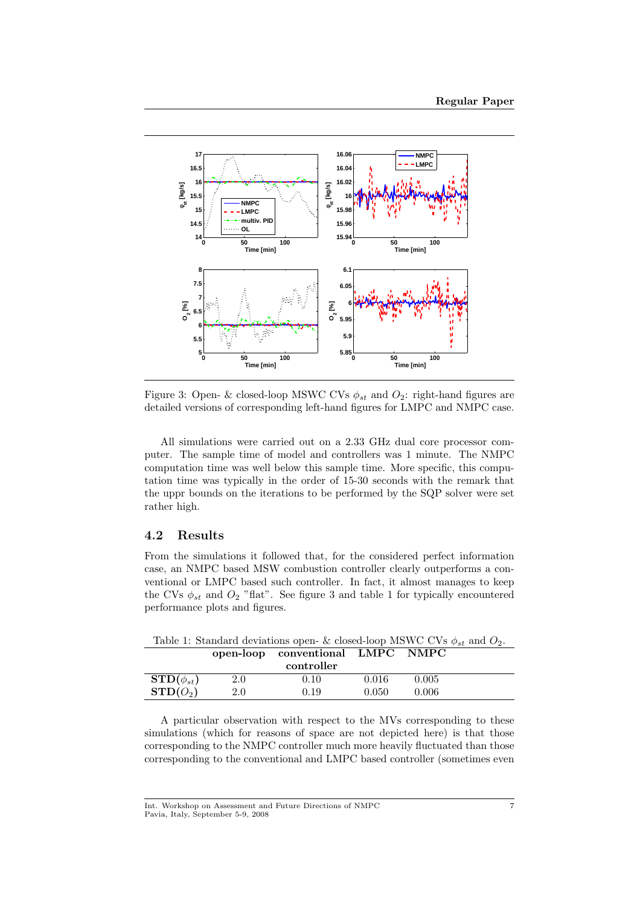Figure 3: Open- & closed-loop MSWC CVs $\phi_{st}$ and $O_2$: right-hand figures are detailed versions of corresponding left-hand figures for LMPC and NMPC case.

All simulations were carried out on a 2.33 GHz dual core processor computer. The sample time of model and controllers was 1 minute. The NMPC computation time was well below this sample time. More specific, this computation time was typically in the order of 15-30 seconds with the remark that the uppr bounds on the iterations to be performed by the SQP solver were set rather high.

## 4.2 Results

From the simulations it followed that, for the considered perfect information case, an NMPC based MSW combustion controller clearly outperforms a conventional or LMPC based such controller. In fact, it almost manages to keep the CVs $\phi_{st}$ and $O_2$ "flat". See figure 3 and table 1 for typically encountered performance plots and figures.

Table 1: Standard deviations open- & closed-loop MSWC CVs $\phi_{st}$ and $O_2$.

| | open-loop | conventional controller | LMPC | NMPC |
|---|---|---|---|---|
| **STD**($\phi_{st}$) | 2.0 | 0.10 | 0.016 | 0.005 |
| **STD**($O_2$) | 2.0 | 0.19 | 0.050 | 0.006 |

A particular observation with respect to the MVs corresponding to these simulations (which for reasons of space are not depicted here) is that those corresponding to the NMPC controller much more heavily fluctuated than those corresponding to the conventional and LMPC based controller (sometimes even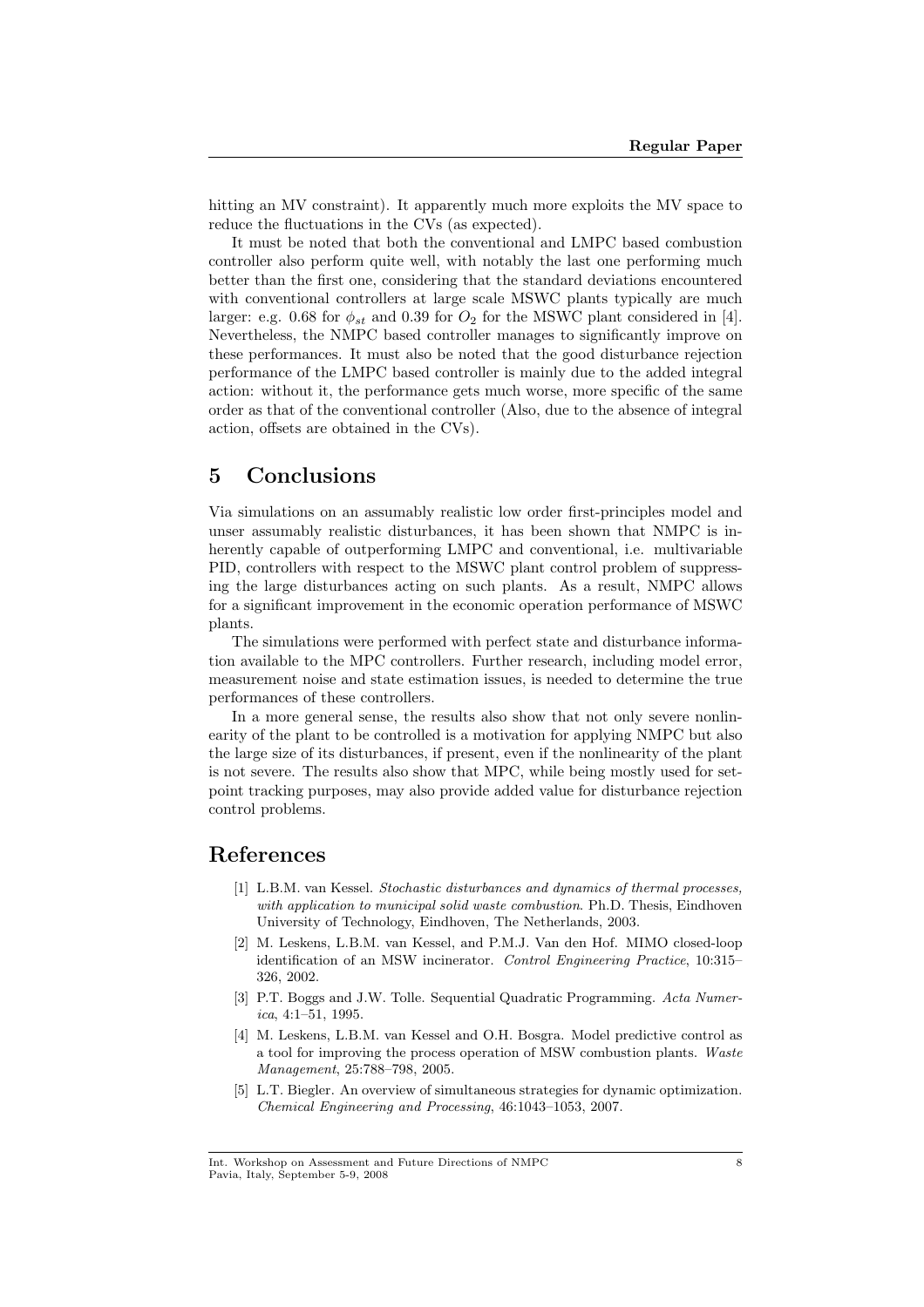hitting an MV constraint). It apparently much more exploits the MV space to reduce the fluctuations in the CVs (as expected).

It must be noted that both the conventional and LMPC based combustion controller also perform quite well, with notably the last one performing much better than the first one, considering that the standard deviations encountered with conventional controllers at large scale MSWC plants typically are much larger: e.g. 0.68 for $\phi_{st}$ and 0.39 for $O_2$ for the MSWC plant considered in [4]. Nevertheless, the NMPC based controller manages to significantly improve on these performances. It must also be noted that the good disturbance rejection performance of the LMPC based controller is mainly due to the added integral action: without it, the performance gets much worse, more specific of the same order as that of the conventional controller (Also, due to the absence of integral action, offsets are obtained in the CVs).

# 5 Conclusions

Via simulations on an assumably realistic low order first-principles model and unser assumably realistic disturbances, it has been shown that NMPC is inherently capable of outperforming LMPC and conventional, i.e. multivariable PID, controllers with respect to the MSWC plant control problem of suppressing the large disturbances acting on such plants. As a result, NMPC allows for a significant improvement in the economic operation performance of MSWC plants.

The simulations were performed with perfect state and disturbance information available to the MPC controllers. Further research, including model error, measurement noise and state estimation issues, is needed to determine the true performances of these controllers.

In a more general sense, the results also show that not only severe nonlinearity of the plant to be controlled is a motivation for applying NMPC but also the large size of its disturbances, if present, even if the nonlinearity of the plant is not severe. The results also show that MPC, while being mostly used for setpoint tracking purposes, may also provide added value for disturbance rejection control problems.

# References

[1] L.B.M. van Kessel. *Stochastic disturbances and dynamics of thermal processes, with application to municipal solid waste combustion*. Ph.D. Thesis, Eindhoven University of Technology, Eindhoven, The Netherlands, 2003.

[2] M. Leskens, L.B.M. van Kessel, and P.M.J. Van den Hof. MIMO closed-loop identification of an MSW incinerator. *Control Engineering Practice*, 10:315–326, 2002.

[3] P.T. Boggs and J.W. Tolle. Sequential Quadratic Programming. *Acta Numerica*, 4:1–51, 1995.

[4] M. Leskens, L.B.M. van Kessel and O.H. Bosgra. Model predictive control as a tool for improving the process operation of MSW combustion plants. *Waste Management*, 25:788–798, 2005.

[5] L.T. Biegler. An overview of simultaneous strategies for dynamic optimization. *Chemical Engineering and Processing*, 46:1043–1053, 2007.